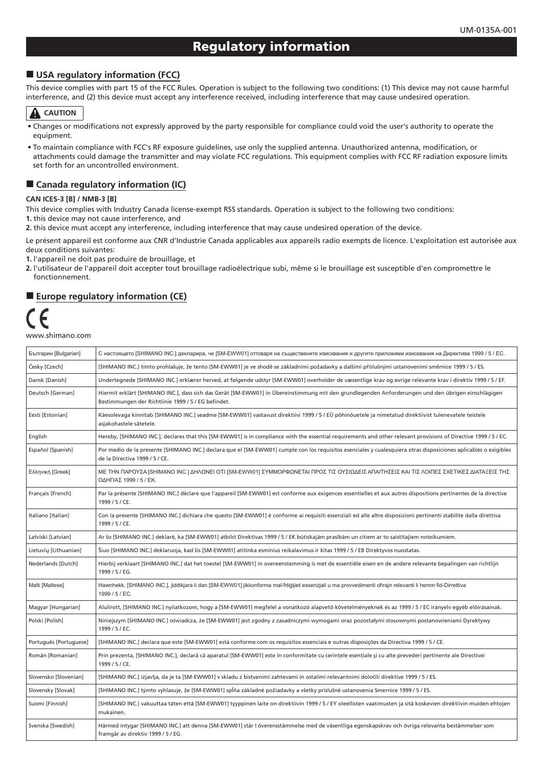UM-0135A-001

# Regulatory information

## USA regulatory information (FCC)

This device complies with part 15 of the FCC Rules. Operation is subject to the following two conditions: (1) This device may not cause harmful interference, and (2) this device must accept any interference received, including interference that may cause undesired operation.

**CAUTION**

- Changes or modifications not expressly approved by the party responsible for compliance could void the user's authority to operate the equipment.
- To maintain compliance with FCC's RF exposure guidelines, use only the supplied antenna. Unauthorized antenna, modification, or attachments could damage the transmitter and may violate FCC regulations. This equipment complies with FCC RF radiation exposure limits set forth for an uncontrolled environment.

## Canada regulatory information (IC)

**CAN ICES-3 [B] / NMB-3 [B]**

This device complies with Industry Canada license-exempt RSS standards. Operation is subject to the following two conditions:
**1.** this device may not cause interference, and
**2.** this device must accept any interference, including interference that may cause undesired operation of the device.

Le présent appareil est conforme aux CNR d'Industrie Canada applicables aux appareils radio exempts de licence. L'exploitation est autorisée aux deux conditions suivantes:
**1.** l'appareil ne doit pas produire de brouillage, et
**2.** l'utilisateur de l'appareil doit accepter tout brouillage radioélectrique subi, même si le brouillage est susceptible d'en compromettre le fonctionnement.

## Europe regulatory information (CE)

CE

www.shimano.com

| Language | Declaration |
|---|---|
| Български [Bulgarian] | С настоящето [SHIMANO INC.] декларира, че [SM-EWW01] отговаря на съществените изисквания и другите приложими изисквания на Директива 1999 / 5 / ЕС. |
| Česky [Czech] | [SHIMANO INC.] tímto prohlašuje, že tento [SM-EWW01] je ve shodě se základními požadavky a dalšími příslušnými ustanoveními směrnice 1999 / 5 / ES. |
| Dansk [Danish] | Undertegnede [SHIMANO INC.] erklærer herved, at følgende udstyr [SM-EWW01] overholder de væsentlige krav og øvrige relevante krav i direktiv 1999 / 5 / EF. |
| Deutsch [German] | Hiermit erklärt [SHIMANO INC.], dass sich das Gerät [SM-EWW01] in Übereinstimmung mit den grundlegenden Anforderungen und den übrigen einschlägigen Bestimmungen der Richtlinie 1999 / 5 / EG befindet. |
| Eesti [Estonian] | Käesolevaga kinnitab [SHIMANO INC.] seadme [SM-EWW01] vastavust direktiivi 1999 / 5 / EÜ põhinõuetele ja nimetatud direktiivist tulenevatele teistele asjakohastele sätetele. |
| English | Hereby, [SHIMANO INC.], declares that this [SM-EWW01] is in compliance with the essential requirements and other relevant provisions of Directive 1999 / 5 / EC. |
| Español [Spanish] | Por medio de la presente [SHIMANO INC.] declara que el [SM-EWW01] cumple con los requisitos esenciales y cualesquiera otras disposiciones aplicables o exigibles de la Directiva 1999 / 5 / CE. |
| Ελληνική [Greek] | ΜΕ ΤΗΝ ΠΑΡΟΥΣΑ [SHIMANO INC.] ΔΗΛΩΝΕΙ ΟΤΙ [SM-EWW01] ΣΥΜΜΟΡΦΩΝΕΤΑΙ ΠΡΟΣ ΤΙΣ ΟΥΣΙΩΔΕΙΣ ΑΠΑΙΤΗΣΕΙΣ ΚΑΙ ΤΙΣ ΛΟΙΠΕΣ ΣΧΕΤΙΚΕΣ ΔΙΑΤΑΞΕΙΣ ΤΗΣ ΟΔΗΓΙΑΣ 1999 / 5 / ΕΚ. |
| Français [French] | Par la présente [SHIMANO INC.] déclare que l'appareil [SM-EWW01] est conforme aux exigences essentielles et aux autres dispositions pertinentes de la directive 1999 / 5 / CE. |
| Italiano [Italian] | Con la presente [SHIMANO INC.] dichiara che questo [SM-EWW01] è conforme ai requisiti essenziali ed alle altre disposizioni pertinenti stabilite dalla direttiva 1999 / 5 / CE. |
| Latviski [Latvian] | Ar šo [SHIMANO INC.] deklarē, ka [SM-EWW01] atbilst Direktīvas 1999 / 5 / EK būtiskajām prasībām un citiem ar to saistītajiem noteikumiem. |
| Lietuvių [Lithuanian] | Šiuo [SHIMANO INC.] deklaruoja, kad šis [SM-EWW01] atitinka esminius reikalavimus ir kitas 1999 / 5 / EB Direktyvos nuostatas. |
| Nederlands [Dutch] | Hierbij verklaart [SHIMANO INC.] dat het toestel [SM-EWW01] in overeenstemming is met de essentiële eisen en de andere relevante bepalingen van richtlijn 1999 / 5 / EG. |
| Malti [Maltese] | Hawnhekk, [SHIMANO INC.], jiddikjara li dan [SM-EWW01] jikkonforma mal-ħtiġijiet essenzjali u ma provvedimenti oħrajn relevanti li hemm fid-Dirrettiva 1999 / 5 / EC. |
| Magyar [Hungarian] | Alulírott, [SHIMANO INC.] nyilatkozom, hogy a [SM-EWW01] megfelel a vonatkozó alapvetõ követelményeknek és az 1999 / 5 / EC irányelv egyéb elõírásainak. |
| Polski [Polish] | Niniejszym [SHIMANO INC.] oświadcza, że [SM-EWW01] jest zgodny z zasadniczymi wymogami oraz pozostałymi stosownymi postanowieniami Dyrektywy 1999 / 5 / EC. |
| Português [Portuguese] | [SHIMANO INC.] declara que este [SM-EWW01] está conforme com os requisitos essenciais e outras disposições da Directiva 1999 / 5 / CE. |
| Român [Romanian] | Prin prezenta, [SHIMANO INC.], declară că aparatul [SM-EWW01] este în conformitate cu cerințele esențiale și cu alte prevederi pertinente ale Directivei 1999 / 5 / CE. |
| Slovensko [Slovenian] | [SHIMANO INC.] izjavlja, da je ta [SM-EWW01] v skladu z bistvenimi zahtevami in ostalimi relevantnimi določili direktive 1999 / 5 / ES. |
| Slovensky [Slovak] | [SHIMANO INC.] týmto vyhlasuje, že [SM-EWW01] spĺňa základné požiadavky a všetky príslušné ustanovenia Smernice 1999 / 5 / ES. |
| Suomi [Finnish] | [SHIMANO INC.] vakuuttaa täten että [SM-EWW01] tyyppinen laite on direktiivin 1999 / 5 / EY oleellisten vaatimusten ja sitä koskevien direktiivin muiden ehtojen mukainen. |
| Svenska [Swedish] | Härmed intygar [SHIMANO INC.] att denna [SM-EWW01] står I överensstämmelse med de väsentliga egenskapskrav och övriga relevanta bestämmelser som framgår av direktiv 1999 / 5 / EG. |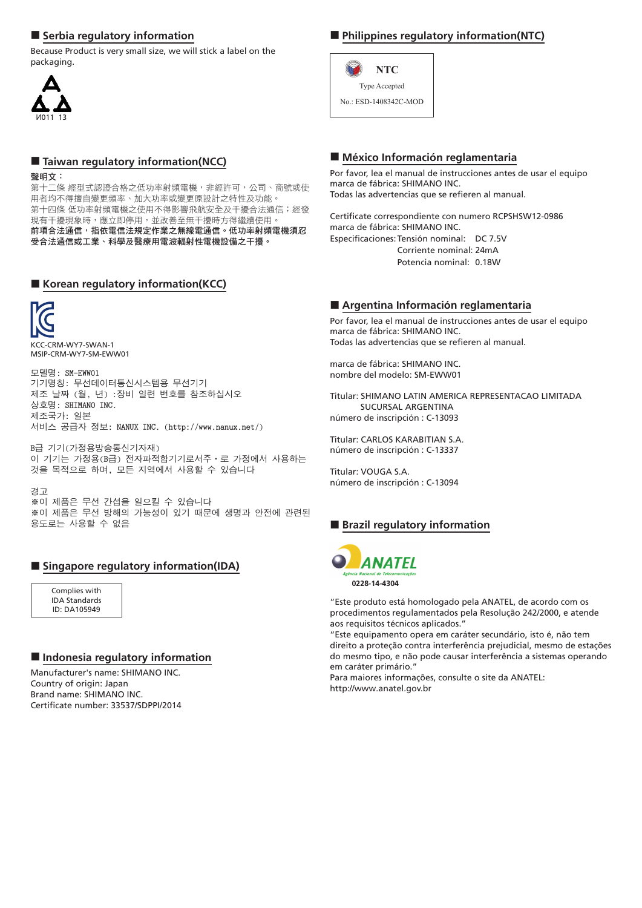## Serbia regulatory information

Because Product is very small size, we will stick a label on the packaging.

И011 13

## Taiwan regulatory information(NCC)

**聲明文：**

第十二條 經型式認證合格之低功率射頻電機，非經許可，公司、商號或使用者均不得擅自變更頻率、加大功率或變更原設計之特性及功能。
第十四條 低功率射頻電機之使用不得影響飛航安全及干擾合法通信；經發現有干擾現象時，應立即停用，並改善至無干擾時方得繼續使用。
**前項合法通信，指依電信法規定作業之無線電通信。低功率射頻電機須忍受合法通信或工業、科學及醫療用電波輻射性電機設備之干擾。**

## Korean regulatory information(KCC)

KCC-CRM-WY7-SWAN-1
MSIP-CRM-WY7-SM-EWW01

모델명: SM-EWW01
기기명칭: 무선데이터통신시스템용 무선기기
제조 날짜 (월, 년) :장비 일련 번호를 참조하십시오
상호명: SHIMANO INC.
제조국가: 일본
서비스 공급자 정보: NANUX INC. (http://www.nanux.net/)

B급 기기(가정용방송통신기자재)
이 기기는 가정용(B급) 전자파적합기기로서주・로 가정에서 사용하는 것을 목적으로 하며, 모든 지역에서 사용할 수 있습니다

경고
※이 제품은 무선 간섭을 일으킬 수 있습니다
※이 제품은 무선 방해의 가능성이 있기 때문에 생명과 안전에 관련된 용도로는 사용할 수 없음

## Singapore regulatory information(IDA)

Complies with
IDA Standards
ID: DA105949

## Indonesia regulatory information

Manufacturer's name: SHIMANO INC.
Country of origin: Japan
Brand name: SHIMANO INC.
Certificate number: 33537/SDPPI/2014

## Philippines regulatory information(NTC)

NTC
Type Accepted
No.: ESD-1408342C-MOD

## México Información reglamentaria

Por favor, lea el manual de instrucciones antes de usar el equipo
marca de fábrica: SHIMANO INC.
Todas las advertencias que se refieren al manual.

Certificate correspondiente con numero RCPSHSW12-0986
marca de fábrica: SHIMANO INC.
Especificaciones: Tensión nominal: DC 7.5V
Corriente nominal: 24mA
Potencia nominal: 0.18W

## Argentina Información reglamentaria

Por favor, lea el manual de instrucciones antes de usar el equipo
marca de fábrica: SHIMANO INC.
Todas las advertencias que se refieren al manual.

marca de fábrica: SHIMANO INC.
nombre del modelo: SM-EWW01

Titular: SHIMANO LATIN AMERICA REPRESENTACAO LIMITADA SUCURSAL ARGENTINA
número de inscripción : C-13093

Titular: CARLOS KARABITIAN S.A.
número de inscripción : C-13337

Titular: VOUGA S.A.
número de inscripción : C-13094

## Brazil regulatory information

ANATEL
Agência Nacional de Telecomunicações
0228-14-4304

"Este produto está homologado pela ANATEL, de acordo com os procedimentos regulamentados pela Resolução 242/2000, e atende aos requisitos técnicos aplicados."
"Este equipamento opera em caráter secundário, isto é, não tem direito a proteção contra interferência prejudicial, mesmo de estações do mesmo tipo, e não pode causar interferência a sistemas operando em caráter primário."
Para maiores informações, consulte o site da ANATEL:
http://www.anatel.gov.br